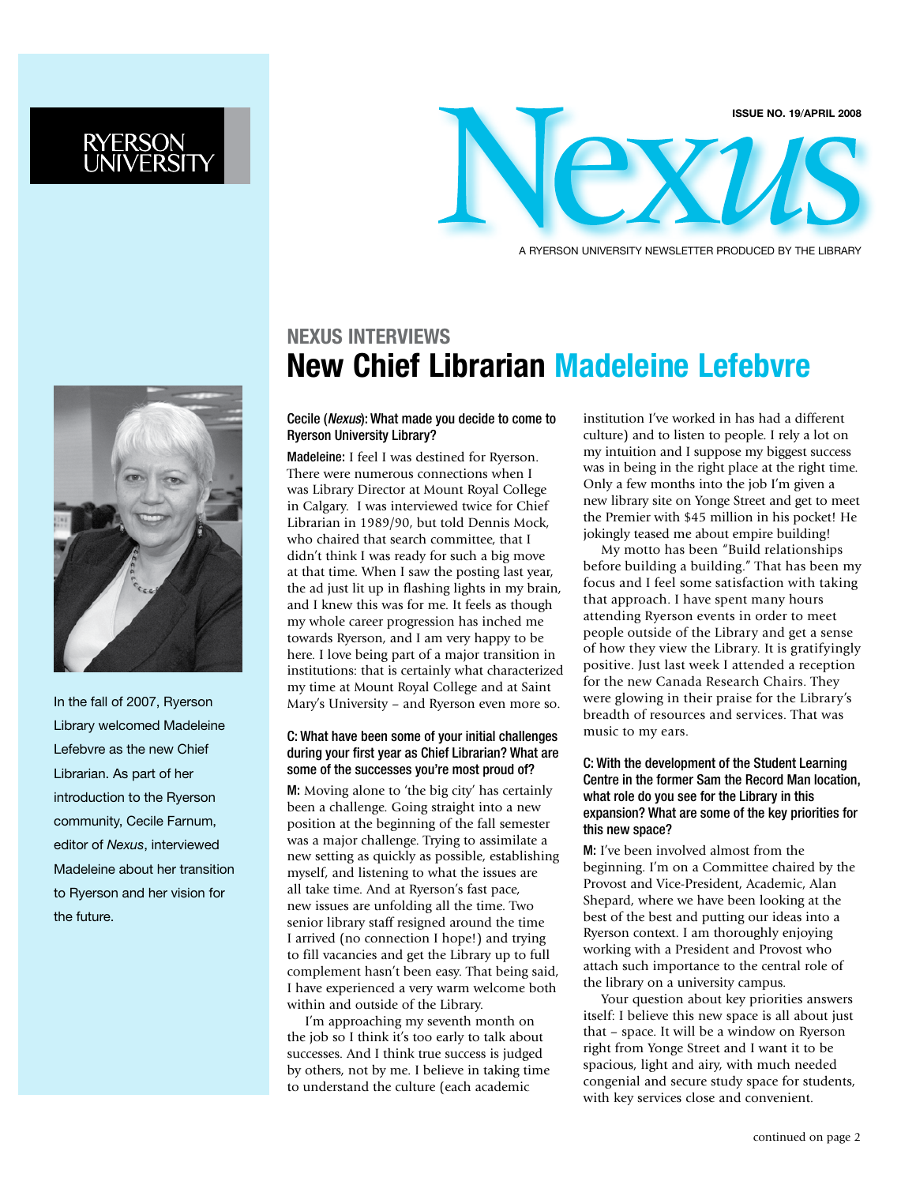RYERSON UNIVERSITY

# Nexus

ISSUE NO. 19/APRIL 2008

A RYERSON UNIVERSITY NEWSLETTER PRODUCED BY THE LIBRARY

In the fall of 2007, Ryerson Library welcomed Madeleine Lefebvre as the new Chief Librarian. As part of her introduction to the Ryerson community, Cecile Farnum, editor of *Nexus*, interviewed Madeleine about her transition to Ryerson and her vision for the future.

## NEXUS INTERVIEWS
# New Chief Librarian Madeleine Lefebvre

**Cecile (*Nexus*): What made you decide to come to Ryerson University Library?**

**Madeleine:** I feel I was destined for Ryerson. There were numerous connections when I was Library Director at Mount Royal College in Calgary. I was interviewed twice for Chief Librarian in 1989/90, but told Dennis Mock, who chaired that search committee, that I didn't think I was ready for such a big move at that time. When I saw the posting last year, the ad just lit up in flashing lights in my brain, and I knew this was for me. It feels as though my whole career progression has inched me towards Ryerson, and I am very happy to be here. I love being part of a major transition in institutions: that is certainly what characterized my time at Mount Royal College and at Saint Mary's University – and Ryerson even more so.

**C: What have been some of your initial challenges during your first year as Chief Librarian? What are some of the successes you're most proud of?**

**M:** Moving alone to 'the big city' has certainly been a challenge. Going straight into a new position at the beginning of the fall semester was a major challenge. Trying to assimilate a new setting as quickly as possible, establishing myself, and listening to what the issues are all take time. And at Ryerson's fast pace, new issues are unfolding all the time. Two senior library staff resigned around the time I arrived (no connection I hope!) and trying to fill vacancies and get the Library up to full complement hasn't been easy. That being said, I have experienced a very warm welcome both within and outside of the Library.

I'm approaching my seventh month on the job so I think it's too early to talk about successes. And I think true success is judged by others, not by me. I believe in taking time to understand the culture (each academic institution I've worked in has had a different culture) and to listen to people. I rely a lot on my intuition and I suppose my biggest success was in being in the right place at the right time. Only a few months into the job I'm given a new library site on Yonge Street and get to meet the Premier with $45 million in his pocket! He jokingly teased me about empire building!

My motto has been "Build relationships before building a building." That has been my focus and I feel some satisfaction with taking that approach. I have spent many hours attending Ryerson events in order to meet people outside of the Library and get a sense of how they view the Library. It is gratifyingly positive. Just last week I attended a reception for the new Canada Research Chairs. They were glowing in their praise for the Library's breadth of resources and services. That was music to my ears.

**C: With the development of the Student Learning Centre in the former Sam the Record Man location, what role do you see for the Library in this expansion? What are some of the key priorities for this new space?**

**M:** I've been involved almost from the beginning. I'm on a Committee chaired by the Provost and Vice-President, Academic, Alan Shepard, where we have been looking at the best of the best and putting our ideas into a Ryerson context. I am thoroughly enjoying working with a President and Provost who attach such importance to the central role of the library on a university campus.

Your question about key priorities answers itself: I believe this new space is all about just that – space. It will be a window on Ryerson right from Yonge Street and I want it to be spacious, light and airy, with much needed congenial and secure study space for students, with key services close and convenient.

continued on page 2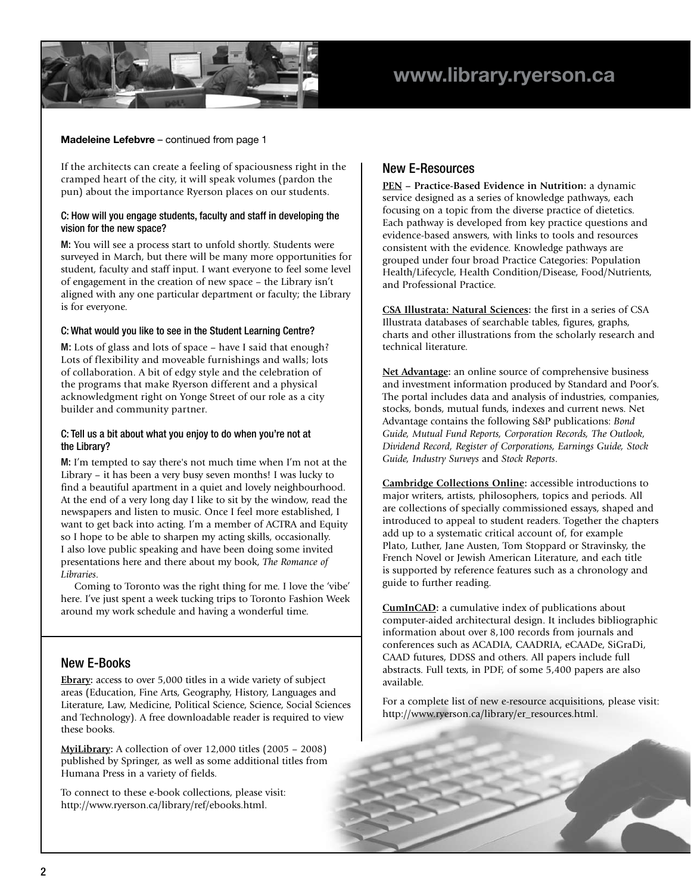www.library.ryerson.ca

**Madeleine Lefebvre** – continued from page 1

If the architects can create a feeling of spaciousness right in the cramped heart of the city, it will speak volumes (pardon the pun) about the importance Ryerson places on our students.

### C: How will you engage students, faculty and staff in developing the vision for the new space?

**M:** You will see a process start to unfold shortly. Students were surveyed in March, but there will be many more opportunities for student, faculty and staff input. I want everyone to feel some level of engagement in the creation of new space – the Library isn't aligned with any one particular department or faculty; the Library is for everyone.

### C: What would you like to see in the Student Learning Centre?

**M:** Lots of glass and lots of space – have I said that enough? Lots of flexibility and moveable furnishings and walls; lots of collaboration. A bit of edgy style and the celebration of the programs that make Ryerson different and a physical acknowledgment right on Yonge Street of our role as a city builder and community partner.

### C: Tell us a bit about what you enjoy to do when you're not at the Library?

**M:** I'm tempted to say there's not much time when I'm not at the Library – it has been a very busy seven months! I was lucky to find a beautiful apartment in a quiet and lovely neighbourhood. At the end of a very long day I like to sit by the window, read the newspapers and listen to music. Once I feel more established, I want to get back into acting. I'm a member of ACTRA and Equity so I hope to be able to sharpen my acting skills, occasionally. I also love public speaking and have been doing some invited presentations here and there about my book, *The Romance of Libraries*.

Coming to Toronto was the right thing for me. I love the 'vibe' here. I've just spent a week tucking trips to Toronto Fashion Week around my work schedule and having a wonderful time.

## New E-Books

**Ebrary:** access to over 5,000 titles in a wide variety of subject areas (Education, Fine Arts, Geography, History, Languages and Literature, Law, Medicine, Political Science, Science, Social Sciences and Technology). A free downloadable reader is required to view these books.

**MyiLibrary:** A collection of over 12,000 titles (2005 – 2008) published by Springer, as well as some additional titles from Humana Press in a variety of fields.

To connect to these e-book collections, please visit: http://www.ryerson.ca/library/ref/ebooks.html.

## New E-Resources

**PEN – Practice-Based Evidence in Nutrition:** a dynamic service designed as a series of knowledge pathways, each focusing on a topic from the diverse practice of dietetics. Each pathway is developed from key practice questions and evidence-based answers, with links to tools and resources consistent with the evidence. Knowledge pathways are grouped under four broad Practice Categories: Population Health/Lifecycle, Health Condition/Disease, Food/Nutrients, and Professional Practice.

**CSA Illustrata: Natural Sciences:** the first in a series of CSA Illustrata databases of searchable tables, figures, graphs, charts and other illustrations from the scholarly research and technical literature.

**Net Advantage:** an online source of comprehensive business and investment information produced by Standard and Poor's. The portal includes data and analysis of industries, companies, stocks, bonds, mutual funds, indexes and current news. Net Advantage contains the following S&P publications: *Bond Guide, Mutual Fund Reports, Corporation Records, The Outlook, Dividend Record, Register of Corporations, Earnings Guide, Stock Guide, Industry Surveys* and *Stock Reports*.

**Cambridge Collections Online:** accessible introductions to major writers, artists, philosophers, topics and periods. All are collections of specially commissioned essays, shaped and introduced to appeal to student readers. Together the chapters add up to a systematic critical account of, for example Plato, Luther, Jane Austen, Tom Stoppard or Stravinsky, the French Novel or Jewish American Literature, and each title is supported by reference features such as a chronology and guide to further reading.

**CumInCAD:** a cumulative index of publications about computer-aided architectural design. It includes bibliographic information about over 8,100 records from journals and conferences such as ACADIA, CAADRIA, eCAADe, SiGraDi, CAAD futures, DDSS and others. All papers include full abstracts. Full texts, in PDF, of some 5,400 papers are also available.

For a complete list of new e-resource acquisitions, please visit: http://www.ryerson.ca/library/er_resources.html.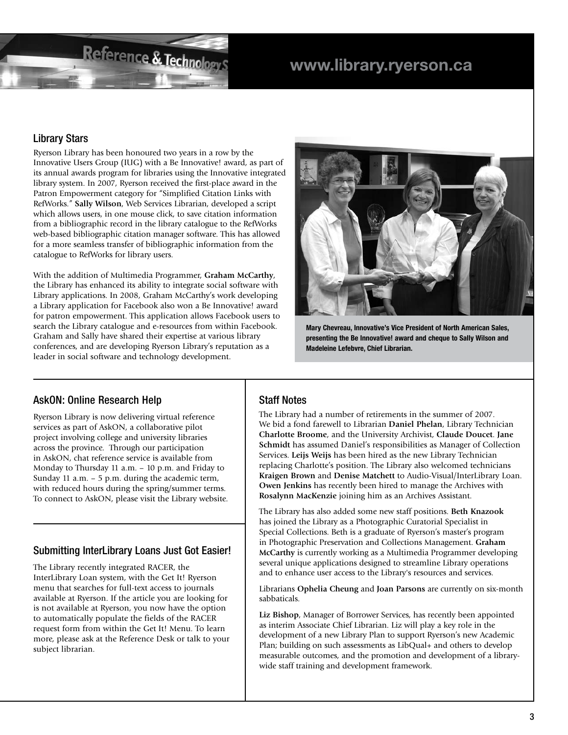www.library.ryerson.ca

## Library Stars

Ryerson Library has been honoured two years in a row by the Innovative Users Group (IUG) with a Be Innovative! award, as part of its annual awards program for libraries using the Innovative integrated library system. In 2007, Ryerson received the first-place award in the Patron Empowerment category for "Simplified Citation Links with RefWorks." **Sally Wilson**, Web Services Librarian, developed a script which allows users, in one mouse click, to save citation information from a bibliographic record in the library catalogue to the RefWorks web-based bibliographic citation manager software. This has allowed for a more seamless transfer of bibliographic information from the catalogue to RefWorks for library users.

With the addition of Multimedia Programmer, **Graham McCarthy**, the Library has enhanced its ability to integrate social software with Library applications. In 2008, Graham McCarthy's work developing a Library application for Facebook also won a Be Innovative! award for patron empowerment. This application allows Facebook users to search the Library catalogue and e-resources from within Facebook. Graham and Sally have shared their expertise at various library conferences, and are developing Ryerson Library's reputation as a leader in social software and technology development.

**Mary Chevreau, Innovative's Vice President of North American Sales, presenting the Be Innovative! award and cheque to Sally Wilson and Madeleine Lefebvre, Chief Librarian.**

## AskON: Online Research Help

Ryerson Library is now delivering virtual reference services as part of AskON, a collaborative pilot project involving college and university libraries across the province. Through our participation in AskON, chat reference service is available from Monday to Thursday 11 a.m. – 10 p.m. and Friday to Sunday 11 a.m. – 5 p.m. during the academic term, with reduced hours during the spring/summer terms. To connect to AskON, please visit the Library website.

## Submitting InterLibrary Loans Just Got Easier!

The Library recently integrated RACER, the InterLibrary Loan system, with the Get It! Ryerson menu that searches for full-text access to journals available at Ryerson. If the article you are looking for is not available at Ryerson, you now have the option to automatically populate the fields of the RACER request form from within the Get It! Menu. To learn more, please ask at the Reference Desk or talk to your subject librarian.

## Staff Notes

The Library had a number of retirements in the summer of 2007. We bid a fond farewell to Librarian **Daniel Phelan**, Library Technician **Charlotte Broome**, and the University Archivist, **Claude Doucet**. **Jane Schmidt** has assumed Daniel's responsibilities as Manager of Collection Services. **Leijs Weijs** has been hired as the new Library Technician replacing Charlotte's position. The Library also welcomed technicians **Kraigen Brown** and **Denise Matchett** to Audio-Visual/InterLibrary Loan. **Owen Jenkins** has recently been hired to manage the Archives with **Rosalynn MacKenzie** joining him as an Archives Assistant.

The Library has also added some new staff positions. **Beth Knazook** has joined the Library as a Photographic Curatorial Specialist in Special Collections. Beth is a graduate of Ryerson's master's program in Photographic Preservation and Collections Management. **Graham McCarthy** is currently working as a Multimedia Programmer developing several unique applications designed to streamline Library operations and to enhance user access to the Library's resources and services.

Librarians **Ophelia Cheung** and **Joan Parsons** are currently on six-month sabbaticals.

**Liz Bishop**, Manager of Borrower Services, has recently been appointed as interim Associate Chief Librarian. Liz will play a key role in the development of a new Library Plan to support Ryerson's new Academic Plan; building on such assessments as LibQual+ and others to develop measurable outcomes, and the promotion and development of a library-wide staff training and development framework.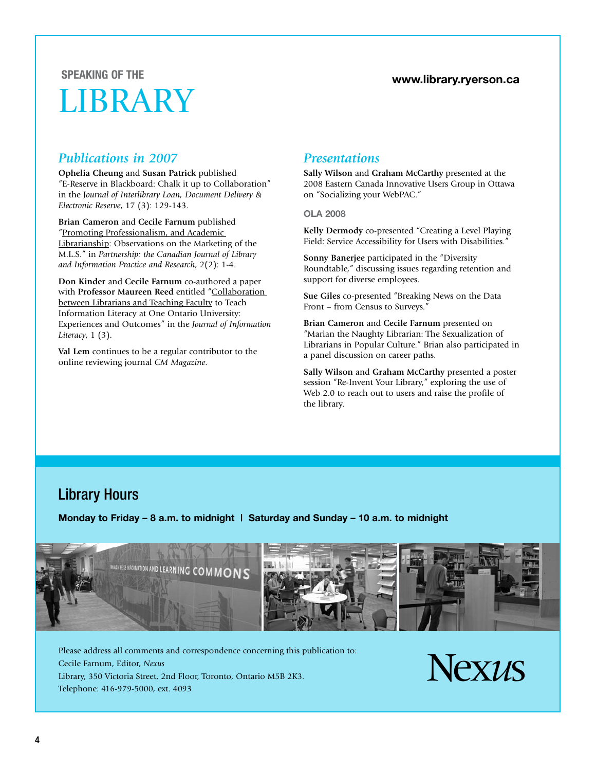SPEAKING OF THE

# LIBRARY

www.library.ryerson.ca

## *Publications in 2007*

**Ophelia Cheung** and **Susan Patrick** published "E-Reserve in Blackboard: Chalk it up to Collaboration" in the *Journal of Interlibrary Loan, Document Delivery & Electronic Reserve*, 17 (3): 129-143.

**Brian Cameron** and **Cecile Farnum** published "Promoting Professionalism, and Academic Librarianship: Observations on the Marketing of the M.L.S." in *Partnership: the Canadian Journal of Library and Information Practice and Research*, 2(2): 1-4.

**Don Kinder** and **Cecile Farnum** co-authored a paper with **Professor Maureen Reed** entitled "Collaboration between Librarians and Teaching Faculty to Teach Information Literacy at One Ontario University: Experiences and Outcomes" in the *Journal of Information Literacy*, 1 (3).

**Val Lem** continues to be a regular contributor to the online reviewing journal *CM Magazine*.

## *Presentations*

**Sally Wilson** and **Graham McCarthy** presented at the 2008 Eastern Canada Innovative Users Group in Ottawa on "Socializing your WebPAC."

### OLA 2008

**Kelly Dermody** co-presented "Creating a Level Playing Field: Service Accessibility for Users with Disabilities."

**Sonny Banerjee** participated in the "Diversity Roundtable," discussing issues regarding retention and support for diverse employees.

**Sue Giles** co-presented "Breaking News on the Data Front – from Census to Surveys."

**Brian Cameron** and **Cecile Farnum** presented on "Marian the Naughty Librarian: The Sexualization of Librarians in Popular Culture." Brian also participated in a panel discussion on career paths.

**Sally Wilson** and **Graham McCarthy** presented a poster session "Re-Invent Your Library," exploring the use of Web 2.0 to reach out to users and raise the profile of the library.

## Library Hours

**Monday to Friday – 8 a.m. to midnight | Saturday and Sunday – 10 a.m. to midnight**

Please address all comments and correspondence concerning this publication to:
Cecile Farnum, Editor, *Nexus*
Library, 350 Victoria Street, 2nd Floor, Toronto, Ontario M5B 2K3.
Telephone: 416-979-5000, ext. 4093

Nexus